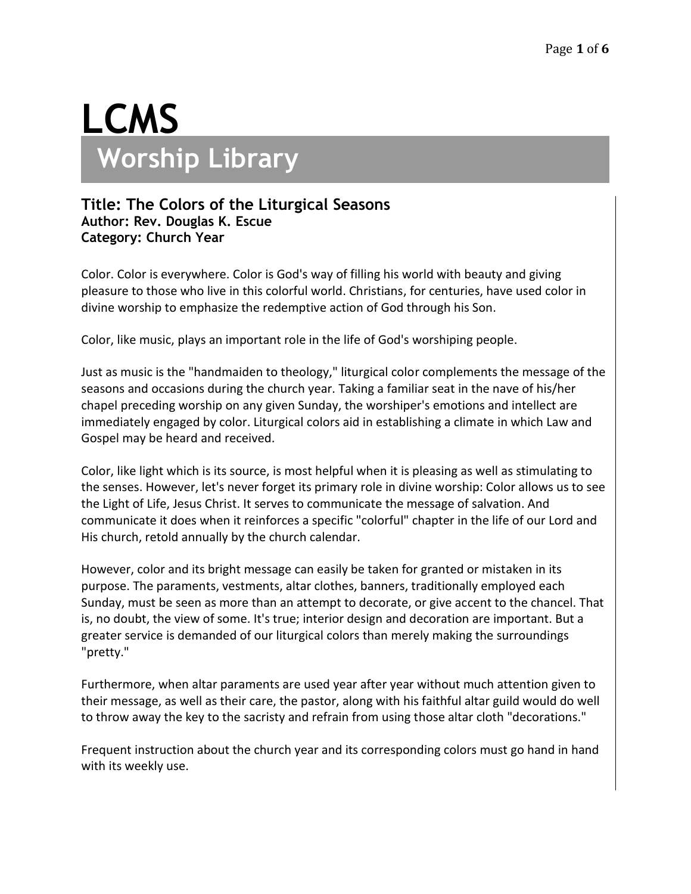# LCMS

## Worship Library

### Title: The Colors of the Liturgical Seasons

**Author: Rev. Douglas K. Escue**
**Category: Church Year**

Color. Color is everywhere. Color is God's way of filling his world with beauty and giving pleasure to those who live in this colorful world. Christians, for centuries, have used color in divine worship to emphasize the redemptive action of God through his Son.

Color, like music, plays an important role in the life of God's worshiping people.

Just as music is the "handmaiden to theology," liturgical color complements the message of the seasons and occasions during the church year. Taking a familiar seat in the nave of his/her chapel preceding worship on any given Sunday, the worshiper's emotions and intellect are immediately engaged by color. Liturgical colors aid in establishing a climate in which Law and Gospel may be heard and received.

Color, like light which is its source, is most helpful when it is pleasing as well as stimulating to the senses. However, let's never forget its primary role in divine worship: Color allows us to see the Light of Life, Jesus Christ. It serves to communicate the message of salvation. And communicate it does when it reinforces a specific "colorful" chapter in the life of our Lord and His church, retold annually by the church calendar.

However, color and its bright message can easily be taken for granted or mistaken in its purpose. The paraments, vestments, altar clothes, banners, traditionally employed each Sunday, must be seen as more than an attempt to decorate, or give accent to the chancel. That is, no doubt, the view of some. It's true; interior design and decoration are important. But a greater service is demanded of our liturgical colors than merely making the surroundings "pretty."

Furthermore, when altar paraments are used year after year without much attention given to their message, as well as their care, the pastor, along with his faithful altar guild would do well to throw away the key to the sacristy and refrain from using those altar cloth "decorations."

Frequent instruction about the church year and its corresponding colors must go hand in hand with its weekly use.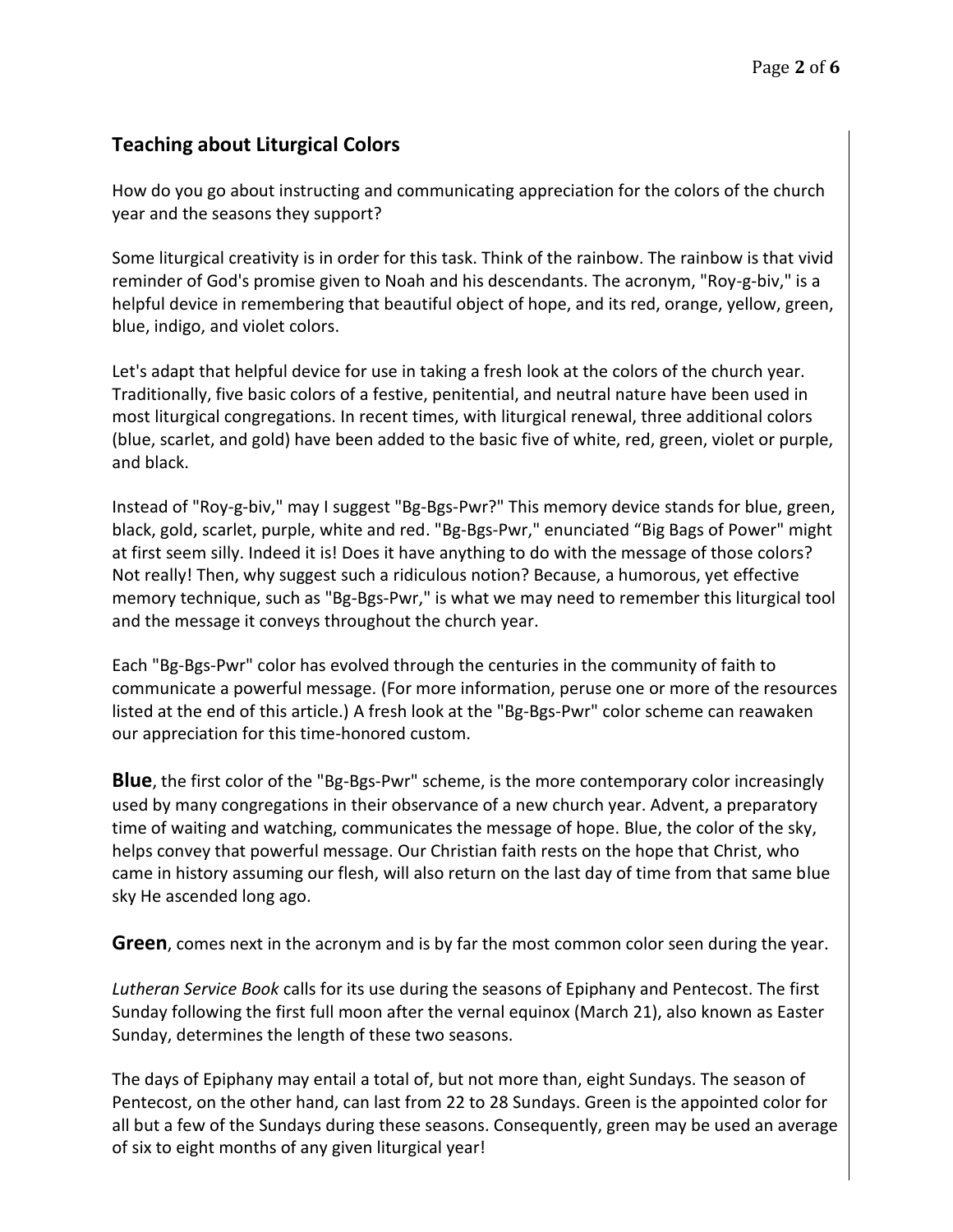## Teaching about Liturgical Colors

How do you go about instructing and communicating appreciation for the colors of the church year and the seasons they support?

Some liturgical creativity is in order for this task. Think of the rainbow. The rainbow is that vivid reminder of God's promise given to Noah and his descendants. The acronym, "Roy-g-biv," is a helpful device in remembering that beautiful object of hope, and its red, orange, yellow, green, blue, indigo, and violet colors.

Let's adapt that helpful device for use in taking a fresh look at the colors of the church year. Traditionally, five basic colors of a festive, penitential, and neutral nature have been used in most liturgical congregations. In recent times, with liturgical renewal, three additional colors (blue, scarlet, and gold) have been added to the basic five of white, red, green, violet or purple, and black.

Instead of "Roy-g-biv," may I suggest "Bg-Bgs-Pwr?" This memory device stands for blue, green, black, gold, scarlet, purple, white and red. "Bg-Bgs-Pwr," enunciated "Big Bags of Power" might at first seem silly. Indeed it is! Does it have anything to do with the message of those colors? Not really! Then, why suggest such a ridiculous notion? Because, a humorous, yet effective memory technique, such as "Bg-Bgs-Pwr," is what we may need to remember this liturgical tool and the message it conveys throughout the church year.

Each "Bg-Bgs-Pwr" color has evolved through the centuries in the community of faith to communicate a powerful message. (For more information, peruse one or more of the resources listed at the end of this article.) A fresh look at the "Bg-Bgs-Pwr" color scheme can reawaken our appreciation for this time-honored custom.

**Blue**, the first color of the "Bg-Bgs-Pwr" scheme, is the more contemporary color increasingly used by many congregations in their observance of a new church year. Advent, a preparatory time of waiting and watching, communicates the message of hope. Blue, the color of the sky, helps convey that powerful message. Our Christian faith rests on the hope that Christ, who came in history assuming our flesh, will also return on the last day of time from that same blue sky He ascended long ago.

**Green**, comes next in the acronym and is by far the most common color seen during the year.

*Lutheran Service Book* calls for its use during the seasons of Epiphany and Pentecost. The first Sunday following the first full moon after the vernal equinox (March 21), also known as Easter Sunday, determines the length of these two seasons.

The days of Epiphany may entail a total of, but not more than, eight Sundays. The season of Pentecost, on the other hand, can last from 22 to 28 Sundays. Green is the appointed color for all but a few of the Sundays during these seasons. Consequently, green may be used an average of six to eight months of any given liturgical year!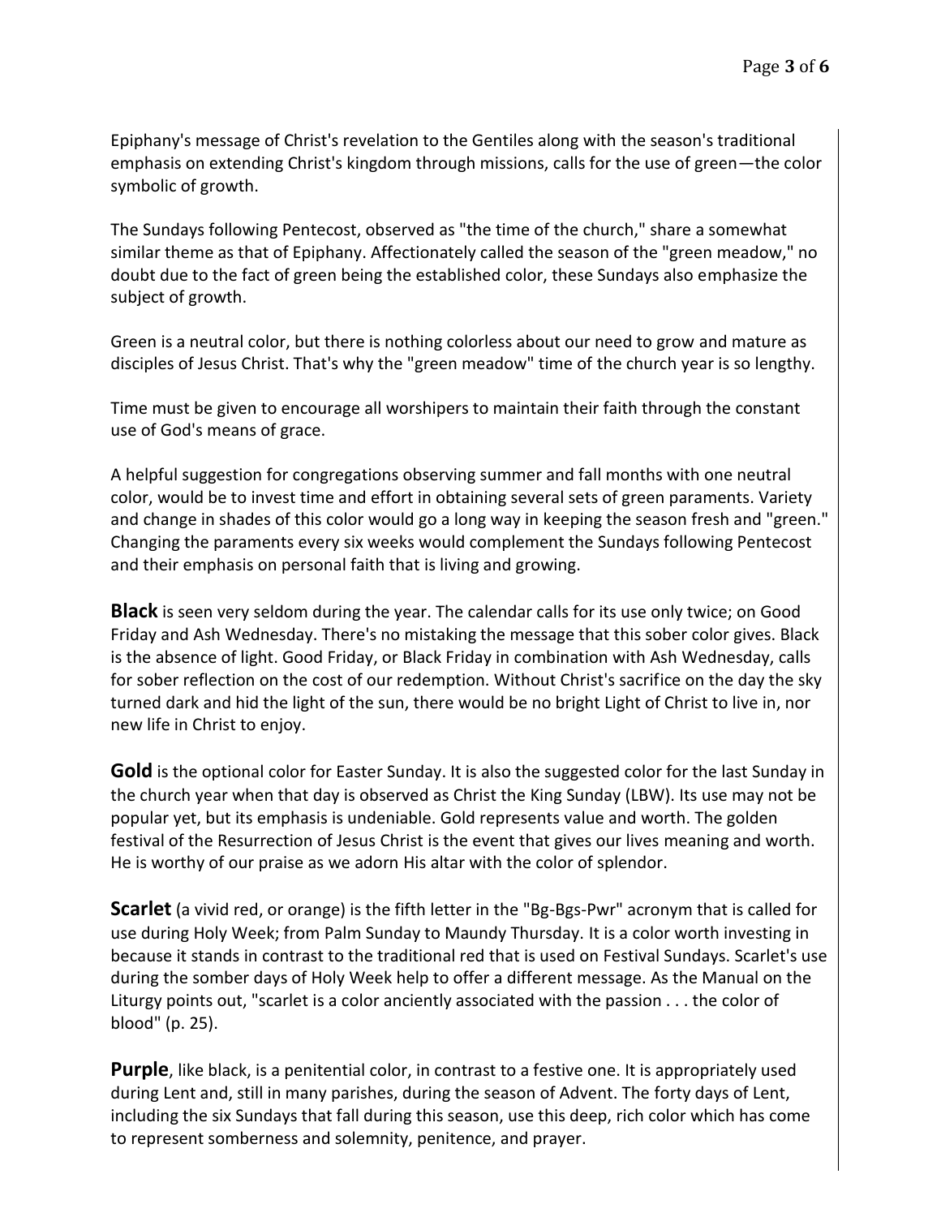Epiphany's message of Christ's revelation to the Gentiles along with the season's traditional emphasis on extending Christ's kingdom through missions, calls for the use of green—the color symbolic of growth.

The Sundays following Pentecost, observed as "the time of the church," share a somewhat similar theme as that of Epiphany. Affectionately called the season of the "green meadow," no doubt due to the fact of green being the established color, these Sundays also emphasize the subject of growth.

Green is a neutral color, but there is nothing colorless about our need to grow and mature as disciples of Jesus Christ. That's why the "green meadow" time of the church year is so lengthy.

Time must be given to encourage all worshipers to maintain their faith through the constant use of God's means of grace.

A helpful suggestion for congregations observing summer and fall months with one neutral color, would be to invest time and effort in obtaining several sets of green paraments. Variety and change in shades of this color would go a long way in keeping the season fresh and "green." Changing the paraments every six weeks would complement the Sundays following Pentecost and their emphasis on personal faith that is living and growing.

**Black** is seen very seldom during the year. The calendar calls for its use only twice; on Good Friday and Ash Wednesday. There's no mistaking the message that this sober color gives. Black is the absence of light. Good Friday, or Black Friday in combination with Ash Wednesday, calls for sober reflection on the cost of our redemption. Without Christ's sacrifice on the day the sky turned dark and hid the light of the sun, there would be no bright Light of Christ to live in, nor new life in Christ to enjoy.

**Gold** is the optional color for Easter Sunday. It is also the suggested color for the last Sunday in the church year when that day is observed as Christ the King Sunday (LBW). Its use may not be popular yet, but its emphasis is undeniable. Gold represents value and worth. The golden festival of the Resurrection of Jesus Christ is the event that gives our lives meaning and worth. He is worthy of our praise as we adorn His altar with the color of splendor.

**Scarlet** (a vivid red, or orange) is the fifth letter in the "Bg-Bgs-Pwr" acronym that is called for use during Holy Week; from Palm Sunday to Maundy Thursday. It is a color worth investing in because it stands in contrast to the traditional red that is used on Festival Sundays. Scarlet's use during the somber days of Holy Week help to offer a different message. As the Manual on the Liturgy points out, "scarlet is a color anciently associated with the passion . . . the color of blood" (p. 25).

**Purple**, like black, is a penitential color, in contrast to a festive one. It is appropriately used during Lent and, still in many parishes, during the season of Advent. The forty days of Lent, including the six Sundays that fall during this season, use this deep, rich color which has come to represent somberness and solemnity, penitence, and prayer.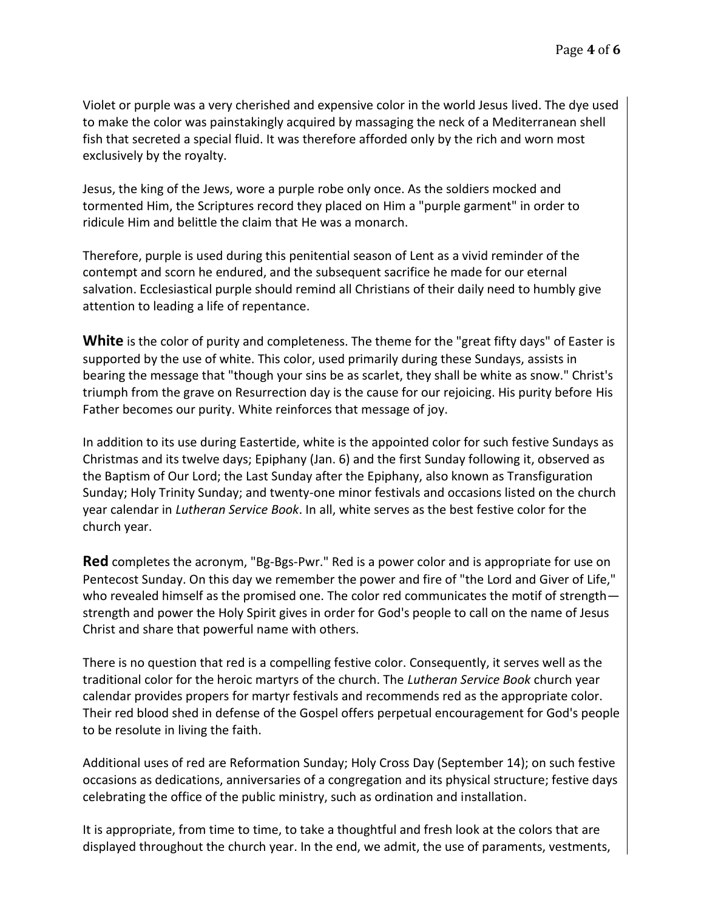Violet or purple was a very cherished and expensive color in the world Jesus lived. The dye used to make the color was painstakingly acquired by massaging the neck of a Mediterranean shell fish that secreted a special fluid. It was therefore afforded only by the rich and worn most exclusively by the royalty.

Jesus, the king of the Jews, wore a purple robe only once. As the soldiers mocked and tormented Him, the Scriptures record they placed on Him a "purple garment" in order to ridicule Him and belittle the claim that He was a monarch.

Therefore, purple is used during this penitential season of Lent as a vivid reminder of the contempt and scorn he endured, and the subsequent sacrifice he made for our eternal salvation. Ecclesiastical purple should remind all Christians of their daily need to humbly give attention to leading a life of repentance.

**White** is the color of purity and completeness. The theme for the "great fifty days" of Easter is supported by the use of white. This color, used primarily during these Sundays, assists in bearing the message that "though your sins be as scarlet, they shall be white as snow." Christ's triumph from the grave on Resurrection day is the cause for our rejoicing. His purity before His Father becomes our purity. White reinforces that message of joy.

In addition to its use during Eastertide, white is the appointed color for such festive Sundays as Christmas and its twelve days; Epiphany (Jan. 6) and the first Sunday following it, observed as the Baptism of Our Lord; the Last Sunday after the Epiphany, also known as Transfiguration Sunday; Holy Trinity Sunday; and twenty-one minor festivals and occasions listed on the church year calendar in *Lutheran Service Book*. In all, white serves as the best festive color for the church year.

**Red** completes the acronym, "Bg-Bgs-Pwr." Red is a power color and is appropriate for use on Pentecost Sunday. On this day we remember the power and fire of "the Lord and Giver of Life," who revealed himself as the promised one. The color red communicates the motif of strength—strength and power the Holy Spirit gives in order for God's people to call on the name of Jesus Christ and share that powerful name with others.

There is no question that red is a compelling festive color. Consequently, it serves well as the traditional color for the heroic martyrs of the church. The *Lutheran Service Book* church year calendar provides propers for martyr festivals and recommends red as the appropriate color. Their red blood shed in defense of the Gospel offers perpetual encouragement for God's people to be resolute in living the faith.

Additional uses of red are Reformation Sunday; Holy Cross Day (September 14); on such festive occasions as dedications, anniversaries of a congregation and its physical structure; festive days celebrating the office of the public ministry, such as ordination and installation.

It is appropriate, from time to time, to take a thoughtful and fresh look at the colors that are displayed throughout the church year. In the end, we admit, the use of paraments, vestments,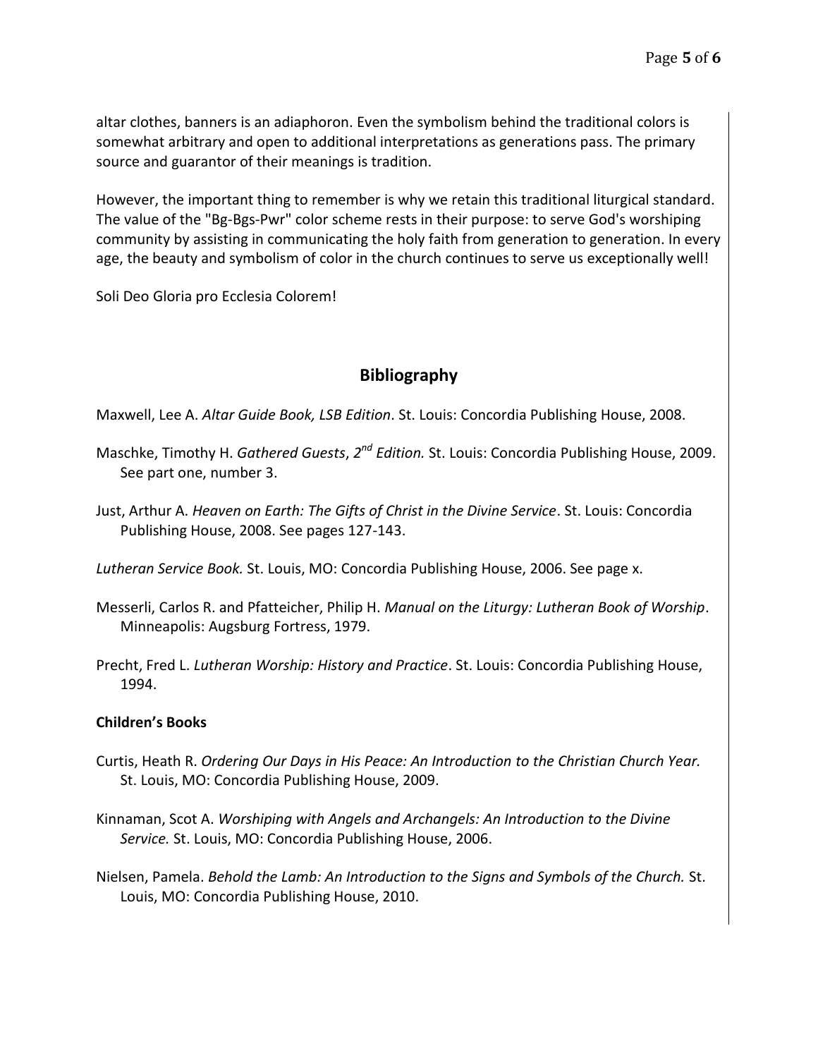altar clothes, banners is an adiaphoron. Even the symbolism behind the traditional colors is somewhat arbitrary and open to additional interpretations as generations pass. The primary source and guarantor of their meanings is tradition.

However, the important thing to remember is why we retain this traditional liturgical standard. The value of the "Bg-Bgs-Pwr" color scheme rests in their purpose: to serve God's worshiping community by assisting in communicating the holy faith from generation to generation. In every age, the beauty and symbolism of color in the church continues to serve us exceptionally well!

Soli Deo Gloria pro Ecclesia Colorem!

## Bibliography

Maxwell, Lee A. *Altar Guide Book, LSB Edition*. St. Louis: Concordia Publishing House, 2008.

Maschke, Timothy H. *Gathered Guests*, *2nd Edition.* St. Louis: Concordia Publishing House, 2009. See part one, number 3.

Just, Arthur A. *Heaven on Earth: The Gifts of Christ in the Divine Service*. St. Louis: Concordia Publishing House, 2008. See pages 127-143.

*Lutheran Service Book.* St. Louis, MO: Concordia Publishing House, 2006. See page x.

Messerli, Carlos R. and Pfatteicher, Philip H. *Manual on the Liturgy: Lutheran Book of Worship*. Minneapolis: Augsburg Fortress, 1979.

Precht, Fred L. *Lutheran Worship: History and Practice*. St. Louis: Concordia Publishing House, 1994.

**Children's Books**

Curtis, Heath R. *Ordering Our Days in His Peace: An Introduction to the Christian Church Year.* St. Louis, MO: Concordia Publishing House, 2009.

Kinnaman, Scot A. *Worshiping with Angels and Archangels: An Introduction to the Divine Service.* St. Louis, MO: Concordia Publishing House, 2006.

Nielsen, Pamela. *Behold the Lamb: An Introduction to the Signs and Symbols of the Church.* St. Louis, MO: Concordia Publishing House, 2010.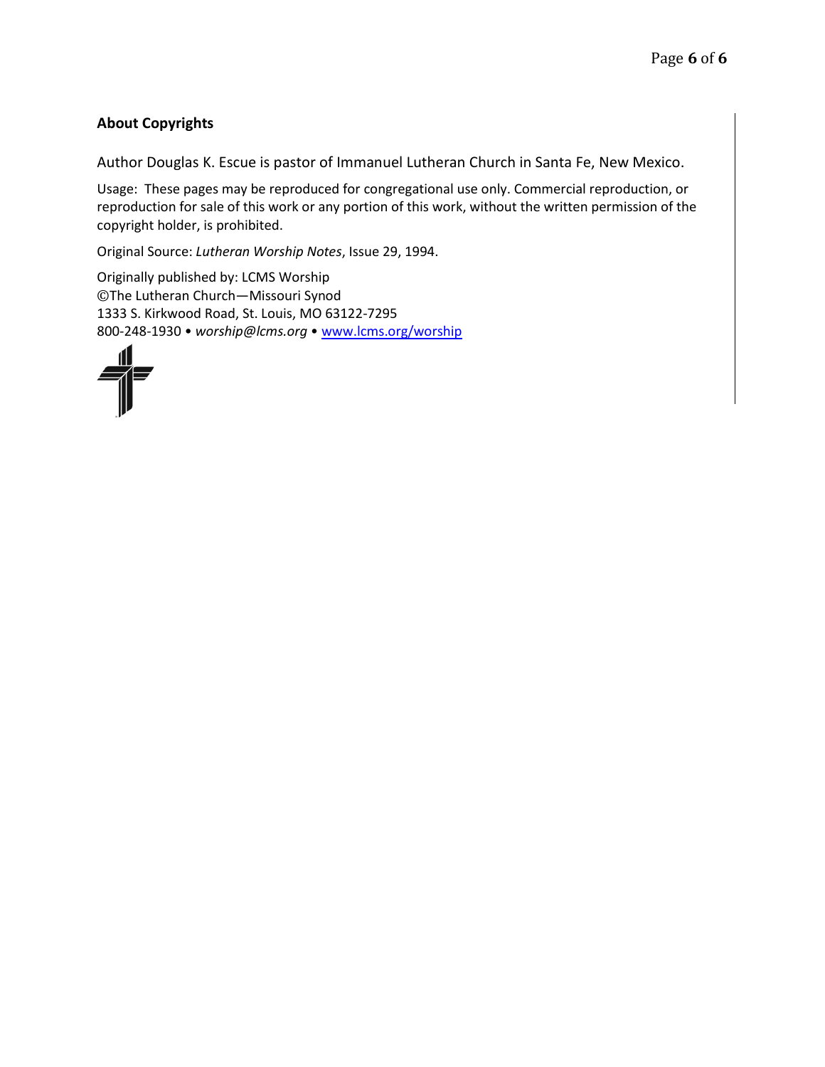**About Copyrights**

Author Douglas K. Escue is pastor of Immanuel Lutheran Church in Santa Fe, New Mexico.

Usage: These pages may be reproduced for congregational use only. Commercial reproduction, or reproduction for sale of this work or any portion of this work, without the written permission of the copyright holder, is prohibited.

Original Source: *Lutheran Worship Notes*, Issue 29, 1994.

Originally published by: LCMS Worship
©The Lutheran Church—Missouri Synod
1333 S. Kirkwood Road, St. Louis, MO 63122-7295
800-248-1930 • *worship@lcms.org* • [www.lcms.org/worship](http://www.lcms.org/worship)